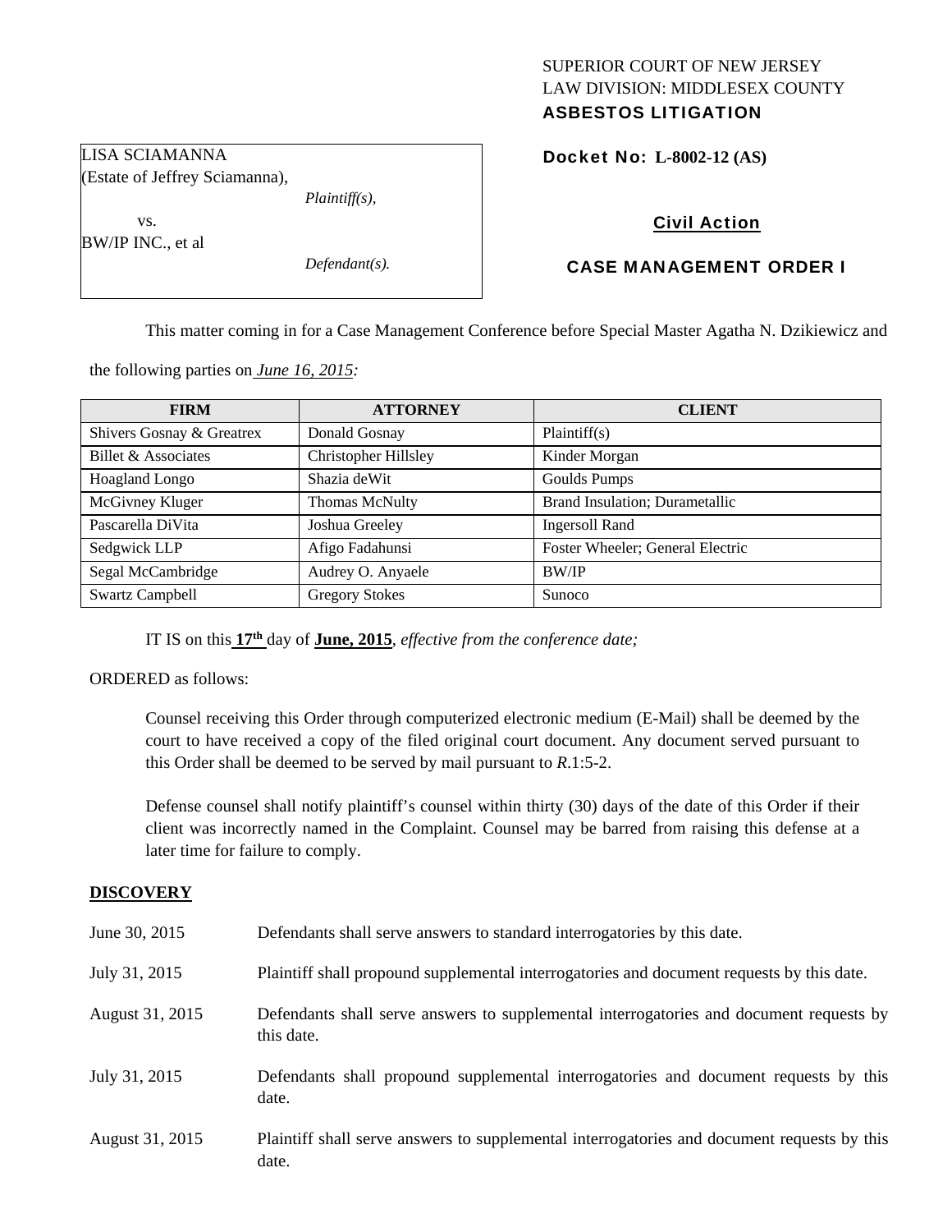SUPERIOR COURT OF NEW JERSEY
LAW DIVISION: MIDDLESEX COUNTY
**ASBESTOS LITIGATION**

LISA SCIAMANNA
(Estate of Jeffrey Sciamanna),
*Plaintiff(s),*

vs.

BW/IP INC., et al
*Defendant(s).*

**Docket No: L-8002-12 (AS)**

**Civil Action**

**CASE MANAGEMENT ORDER I**

This matter coming in for a Case Management Conference before Special Master Agatha N. Dzikiewicz and the following parties on *June 16, 2015:*

| FIRM | ATTORNEY | CLIENT |
|---|---|---|
| Shivers Gosnay & Greatrex | Donald Gosnay | Plaintiff(s) |
| Billet & Associates | Christopher Hillsley | Kinder Morgan |
| Hoagland Longo | Shazia deWit | Goulds Pumps |
| McGivney Kluger | Thomas McNulty | Brand Insulation; Durametallic |
| Pascarella DiVita | Joshua Greeley | Ingersoll Rand |
| Sedgwick LLP | Afigo Fadahunsi | Foster Wheeler; General Electric |
| Segal McCambridge | Audrey O. Anyaele | BW/IP |
| Swartz Campbell | Gregory Stokes | Sunoco |

IT IS on this **17th** day of **June, 2015**, *effective from the conference date;*

ORDERED as follows:

Counsel receiving this Order through computerized electronic medium (E-Mail) shall be deemed by the court to have received a copy of the filed original court document. Any document served pursuant to this Order shall be deemed to be served by mail pursuant to *R*.1:5-2.

Defense counsel shall notify plaintiff's counsel within thirty (30) days of the date of this Order if their client was incorrectly named in the Complaint. Counsel may be barred from raising this defense at a later time for failure to comply.

## DISCOVERY

June 30, 2015 — Defendants shall serve answers to standard interrogatories by this date.

July 31, 2015 — Plaintiff shall propound supplemental interrogatories and document requests by this date.

August 31, 2015 — Defendants shall serve answers to supplemental interrogatories and document requests by this date.

July 31, 2015 — Defendants shall propound supplemental interrogatories and document requests by this date.

August 31, 2015 — Plaintiff shall serve answers to supplemental interrogatories and document requests by this date.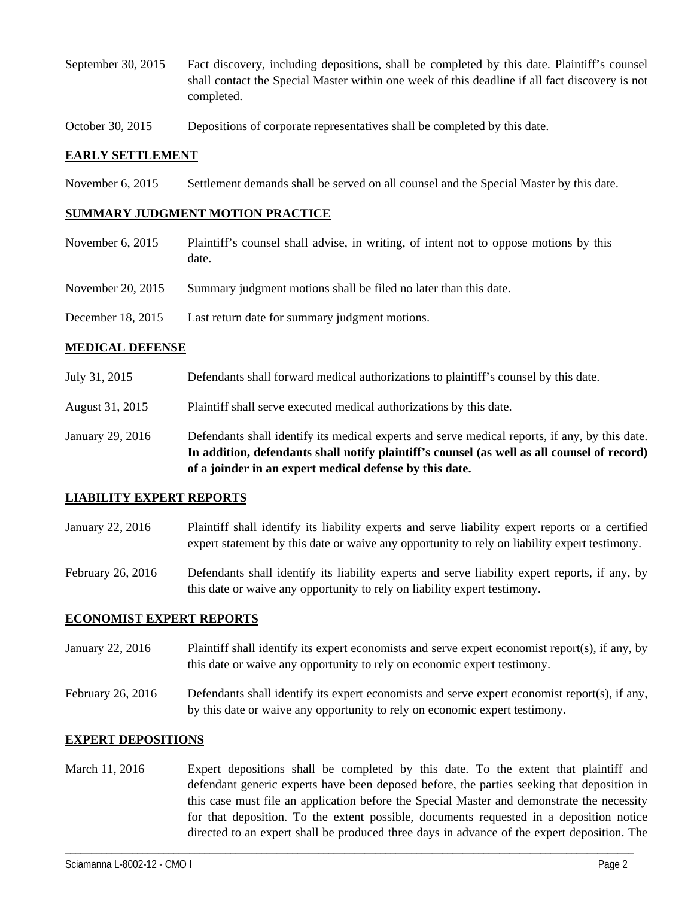September 30, 2015 Fact discovery, including depositions, shall be completed by this date. Plaintiff's counsel shall contact the Special Master within one week of this deadline if all fact discovery is not completed.

October 30, 2015 Depositions of corporate representatives shall be completed by this date.

**EARLY SETTLEMENT**

November 6, 2015 Settlement demands shall be served on all counsel and the Special Master by this date.

**SUMMARY JUDGMENT MOTION PRACTICE**

November 6, 2015 Plaintiff's counsel shall advise, in writing, of intent not to oppose motions by this date.

November 20, 2015 Summary judgment motions shall be filed no later than this date.

December 18, 2015 Last return date for summary judgment motions.

**MEDICAL DEFENSE**

July 31, 2015 Defendants shall forward medical authorizations to plaintiff's counsel by this date.

August 31, 2015 Plaintiff shall serve executed medical authorizations by this date.

January 29, 2016 Defendants shall identify its medical experts and serve medical reports, if any, by this date. **In addition, defendants shall notify plaintiff's counsel (as well as all counsel of record) of a joinder in an expert medical defense by this date.**

**LIABILITY EXPERT REPORTS**

January 22, 2016 Plaintiff shall identify its liability experts and serve liability expert reports or a certified expert statement by this date or waive any opportunity to rely on liability expert testimony.

February 26, 2016 Defendants shall identify its liability experts and serve liability expert reports, if any, by this date or waive any opportunity to rely on liability expert testimony.

**ECONOMIST EXPERT REPORTS**

January 22, 2016 Plaintiff shall identify its expert economists and serve expert economist report(s), if any, by this date or waive any opportunity to rely on economic expert testimony.

February 26, 2016 Defendants shall identify its expert economists and serve expert economist report(s), if any, by this date or waive any opportunity to rely on economic expert testimony.

**EXPERT DEPOSITIONS**

March 11, 2016 Expert depositions shall be completed by this date. To the extent that plaintiff and defendant generic experts have been deposed before, the parties seeking that deposition in this case must file an application before the Special Master and demonstrate the necessity for that deposition. To the extent possible, documents requested in a deposition notice directed to an expert shall be produced three days in advance of the expert deposition. The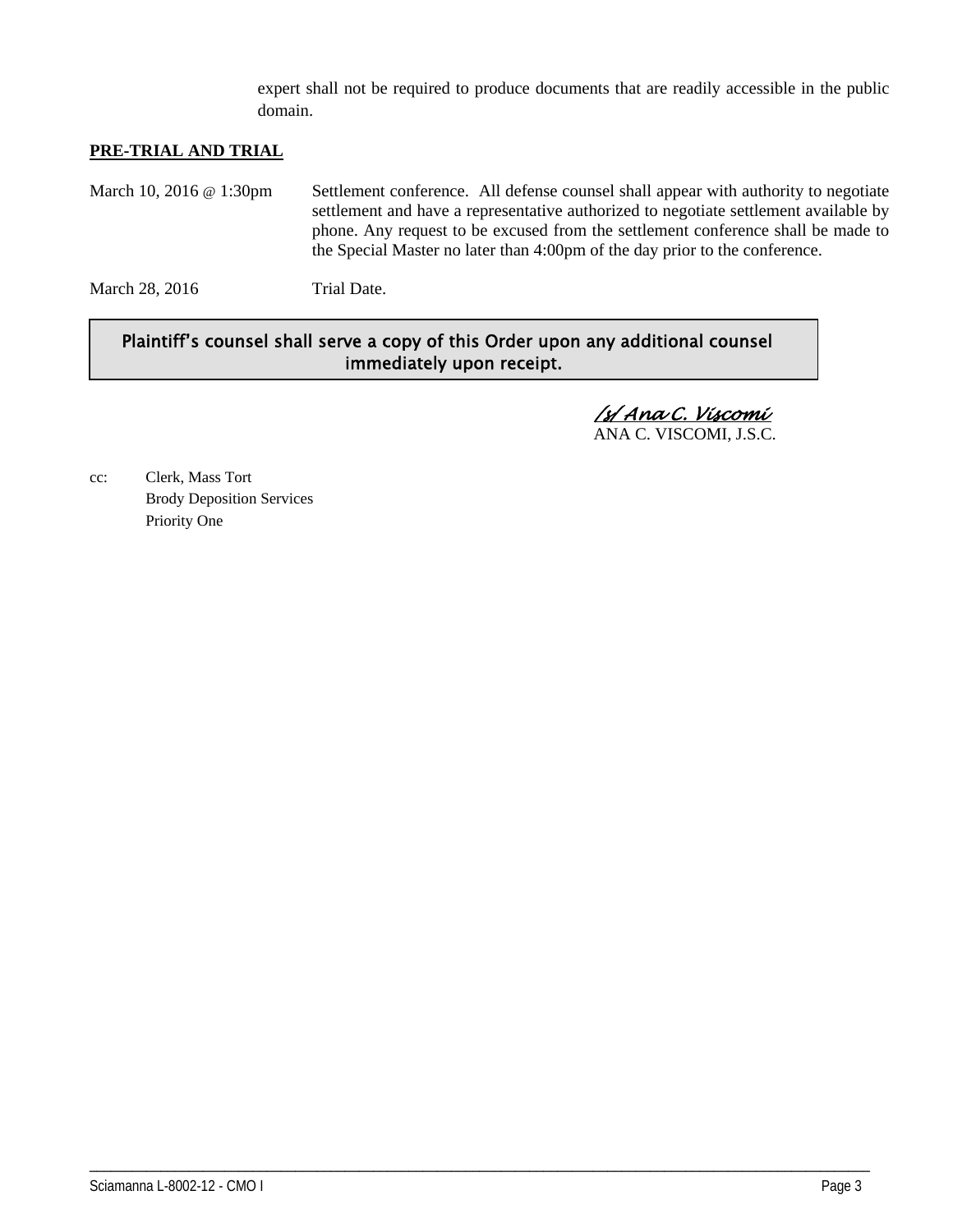expert shall not be required to produce documents that are readily accessible in the public domain.

**PRE-TRIAL AND TRIAL**

| | |
|---|---|
| March 10, 2016 @ 1:30pm | Settlement conference. All defense counsel shall appear with authority to negotiate settlement and have a representative authorized to negotiate settlement available by phone. Any request to be excused from the settlement conference shall be made to the Special Master no later than 4:00pm of the day prior to the conference. |
| March 28, 2016 | Trial Date. |

**Plaintiff's counsel shall serve a copy of this Order upon any additional counsel immediately upon receipt.**

*/s/ Ana C. Viscomi*
ANA C. VISCOMI, J.S.C.

cc: Clerk, Mass Tort
Brody Deposition Services
Priority One